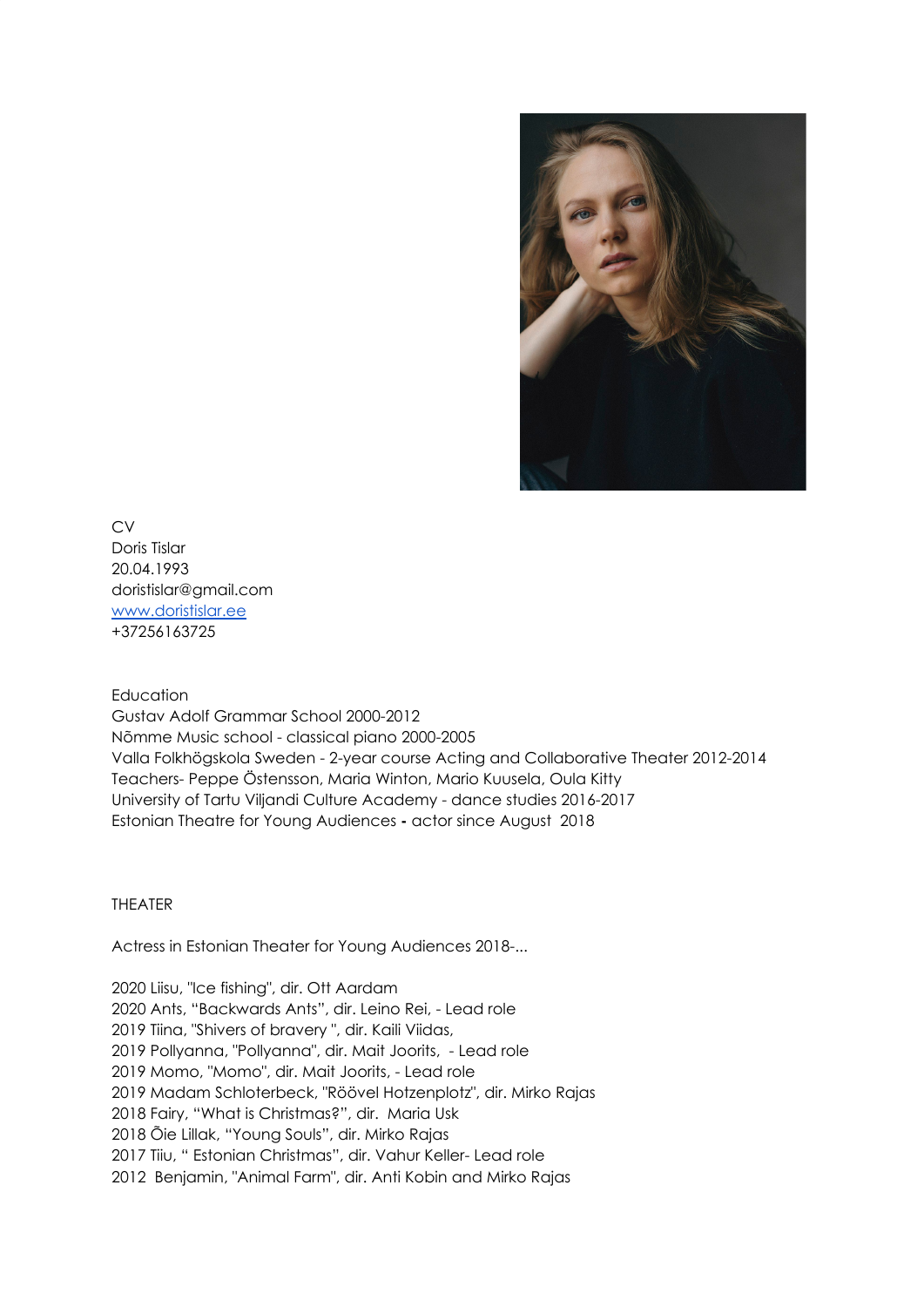CV
Doris Tislar
20.04.1993
doristislar@gmail.com
[www.doristislar.ee](http://www.doristislar.ee)
+37256163725

Education
Gustav Adolf Grammar School 2000-2012
Nõmme Music school - classical piano 2000-2005
Valla Folkhögskola Sweden - 2-year course Acting and Collaborative Theater 2012-2014
Teachers- Peppe Östensson, Maria Winton, Mario Kuusela, Oula Kitty
University of Tartu Viljandi Culture Academy - dance studies 2016-2017
Estonian Theatre for Young Audiences **-** actor since August 2018

THEATER

Actress in Estonian Theater for Young Audiences 2018-...

2020 Liisu, "Ice fishing", dir. Ott Aardam
2020 Ants, "Backwards Ants", dir. Leino Rei, - Lead role
2019 Tiina, "Shivers of bravery ", dir. Kaili Viidas,
2019 Pollyanna, "Pollyanna", dir. Mait Joorits, - Lead role
2019 Momo, "Momo", dir. Mait Joorits, - Lead role
2019 Madam Schloterbeck, "Röövel Hotzenplotz", dir. Mirko Rajas
2018 Fairy, "What is Christmas?", dir. Maria Usk
2018 Õie Lillak, "Young Souls", dir. Mirko Rajas
2017 Tiiu, " Estonian Christmas", dir. Vahur Keller- Lead role
2012 Benjamin, "Animal Farm", dir. Anti Kobin and Mirko Rajas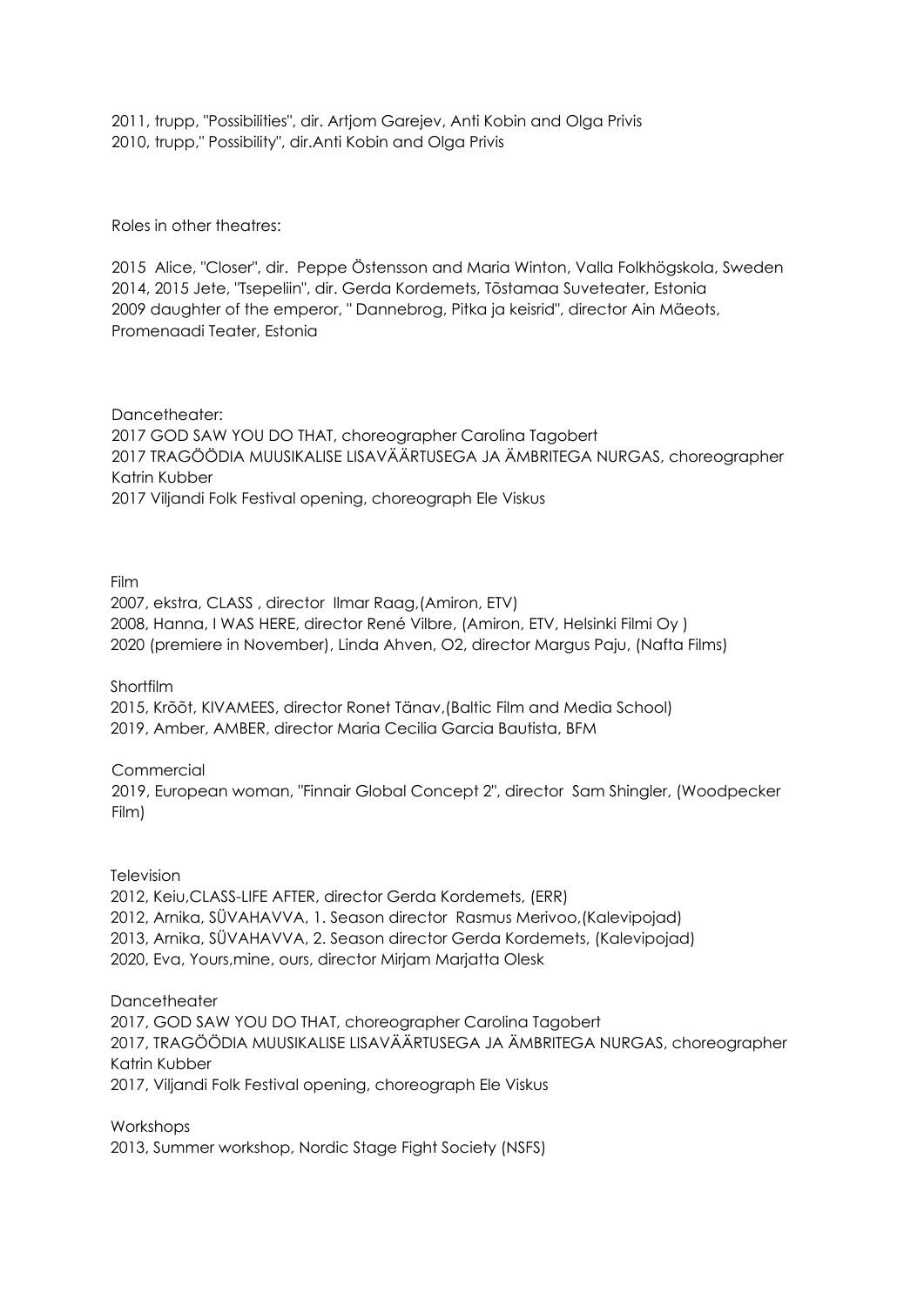2011, trupp, "Possibilities", dir. Artjom Garejev, Anti Kobin and Olga Privis
2010, trupp," Possibility", dir.Anti Kobin and Olga Privis

Roles in other theatres:

2015 Alice, "Closer", dir. Peppe Östensson and Maria Winton, Valla Folkhögskola, Sweden
2014, 2015 Jete, "Tsepeliin", dir. Gerda Kordemets, Tõstamaa Suveteater, Estonia
2009 daughter of the emperor, " Dannebrog, Pitka ja keisrid", director Ain Mäeots, Promenaadi Teater, Estonia

Dancetheater:
2017 GOD SAW YOU DO THAT, choreographer Carolina Tagobert
2017 TRAGÖÖDIA MUUSIKALISE LISAVÄÄRTUSEGA JA ÄMBRITEGA NURGAS, choreographer Katrin Kubber
2017 Viljandi Folk Festival opening, choreograph Ele Viskus

Film
2007, ekstra, CLASS , director Ilmar Raag,(Amiron, ETV)
2008, Hanna, I WAS HERE, director René Vilbre, (Amiron, ETV, Helsinki Filmi Oy )
2020 (premiere in November), Linda Ahven, O2, director Margus Paju, (Nafta Films)

Shortfilm
2015, Kröõt, KIVAMEES, director Ronet Tänav,(Baltic Film and Media School)
2019, Amber, AMBER, director Maria Cecilia Garcia Bautista, BFM

Commercial
2019, European woman, "Finnair Global Concept 2", director Sam Shingler, (Woodpecker Film)

Television
2012, Keiu,CLASS-LIFE AFTER, director Gerda Kordemets, (ERR)
2012, Arnika, SÜVAHAVVA, 1. Season director Rasmus Merivoo,(Kalevipojad)
2013, Arnika, SÜVAHAVVA, 2. Season director Gerda Kordemets, (Kalevipojad)
2020, Eva, Yours,mine, ours, director Mirjam Marjatta Olesk

Dancetheater
2017, GOD SAW YOU DO THAT, choreographer Carolina Tagobert
2017, TRAGÖÖDIA MUUSIKALISE LISAVÄÄRTUSEGA JA ÄMBRITEGA NURGAS, choreographer Katrin Kubber
2017, Viljandi Folk Festival opening, choreograph Ele Viskus

Workshops
2013, Summer workshop, Nordic Stage Fight Society (NSFS)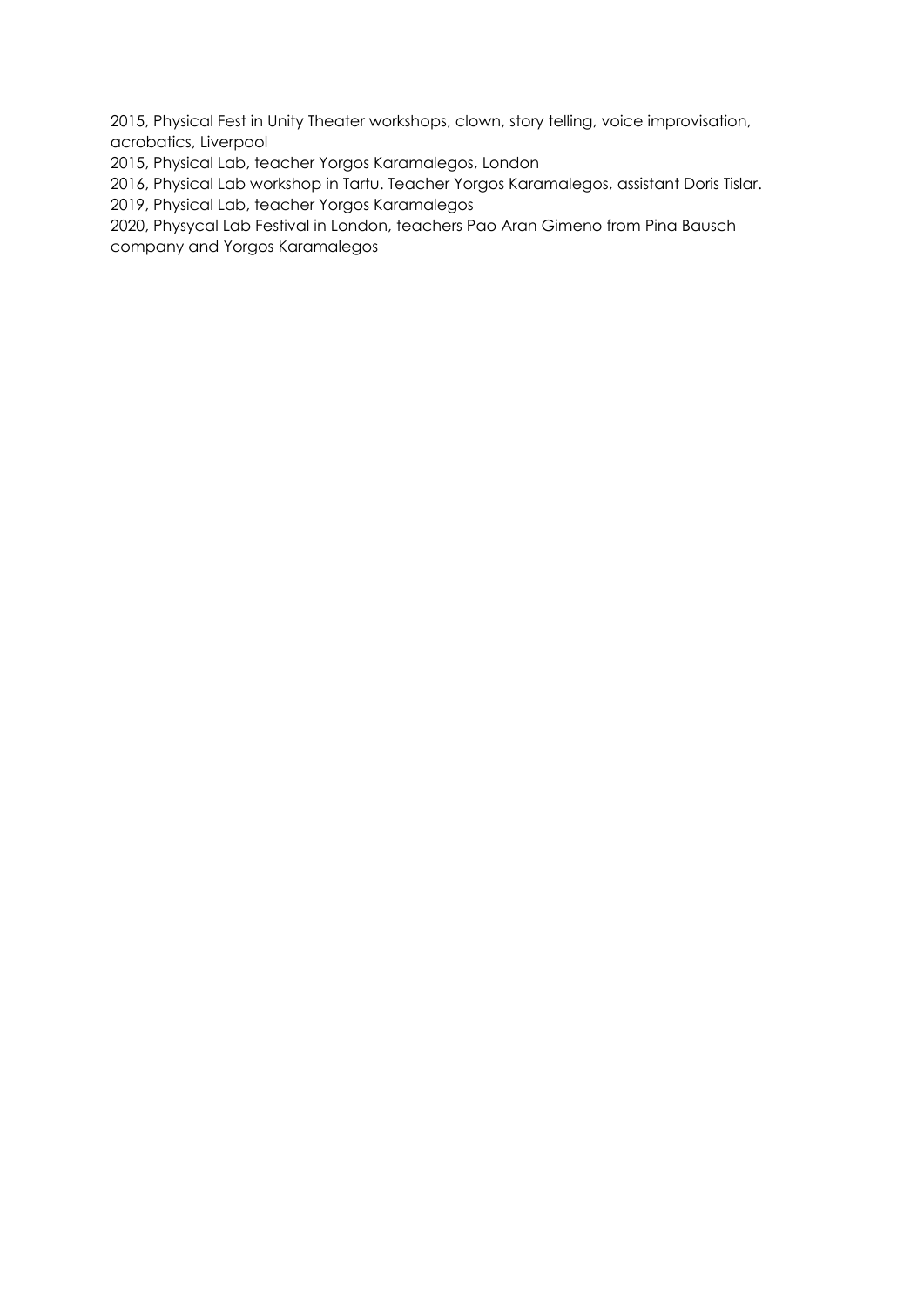2015, Physical Fest in Unity Theater workshops, clown, story telling, voice improvisation, acrobatics, Liverpool
2015, Physical Lab, teacher Yorgos Karamalegos, London
2016, Physical Lab workshop in Tartu. Teacher Yorgos Karamalegos, assistant Doris Tislar.
2019, Physical Lab, teacher Yorgos Karamalegos
2020, Physycal Lab Festival in London, teachers Pao Aran Gimeno from Pina Bausch company and Yorgos Karamalegos